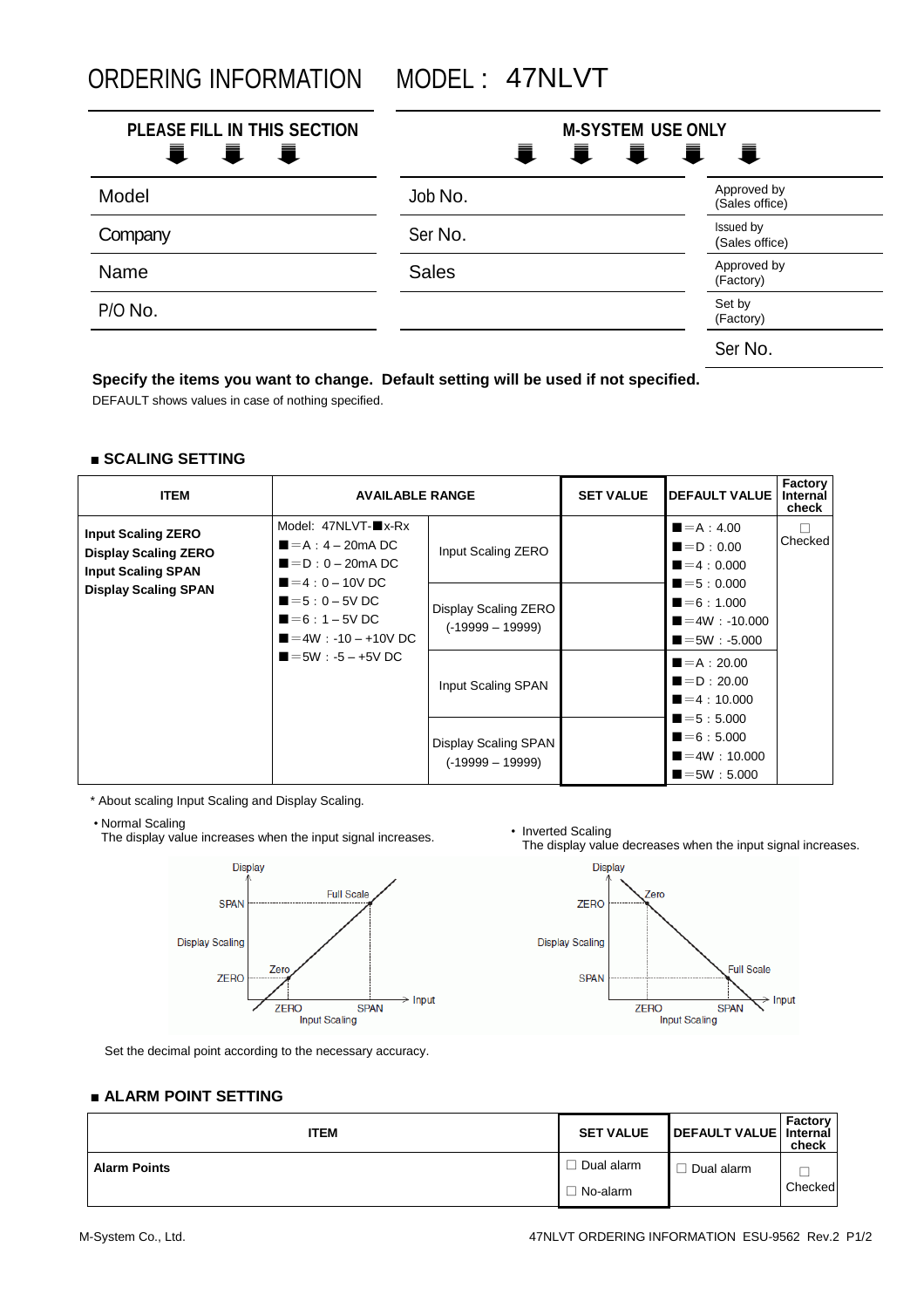# ORDERING INFORMATION MODEL : 47NLVT

| PLEASE FILL IN THIS SECTION | M-SYSTEM USE ONLY | |
|---|---|---|
| Model | Job No. | Approved by (Sales office) |
| Company | Ser No. | Issued by (Sales office) |
| Name | Sales | Approved by (Factory) |
| P/O No. | | Set by (Factory) |
| | | Ser No. |

**Specify the items you want to change. Default setting will be used if not specified.**

DEFAULT shows values in case of nothing specified.

## ■ SCALING SETTING

| ITEM | AVAILABLE RANGE | | SET VALUE | DEFAULT VALUE | Factory Internal check |
|---|---|---|---|---|---|
| **Input Scaling ZERO**<br>**Display Scaling ZERO**<br>**Input Scaling SPAN**<br>**Display Scaling SPAN** | Model: 47NLVT-■x-Rx<br>■=A : 4 – 20mA DC<br>■=D : 0 – 20mA DC<br>■=4 : 0 – 10V DC<br>■=5 : 0 – 5V DC<br>■=6 : 1 – 5V DC<br>■=4W : -10 – +10V DC<br>■=5W : -5 – +5V DC | Input Scaling ZERO | | ■=A : 4.00<br>■=D : 0.00<br>■=4 : 0.000<br>■=5 : 0.000<br>■=6 : 1.000<br>■=4W : -10.000<br>■=5W : -5.000 | ☐ Checked |
| | | Display Scaling ZERO (-19999 – 19999) | | | |
| | | Input Scaling SPAN | | ■=A : 20.00<br>■=D : 20.00<br>■=4 : 10.000<br>■=5 : 5.000<br>■=6 : 5.000<br>■=4W : 10.000<br>■=5W : 5.000 | |
| | | Display Scaling SPAN (-19999 – 19999) | | | |

\* About scaling Input Scaling and Display Scaling.

- Normal Scaling
  The display value increases when the input signal increases.
- Inverted Scaling
  The display value decreases when the input signal increases.

Set the decimal point according to the necessary accuracy.

## ■ ALARM POINT SETTING

| ITEM | SET VALUE | DEFAULT VALUE | Factory Internal check |
|---|---|---|---|
| **Alarm Points** | ☐ Dual alarm<br>☐ No-alarm | ☐ Dual alarm | ☐ Checked |

M-System Co., Ltd. 47NLVT ORDERING INFORMATION ESU-9562 Rev.2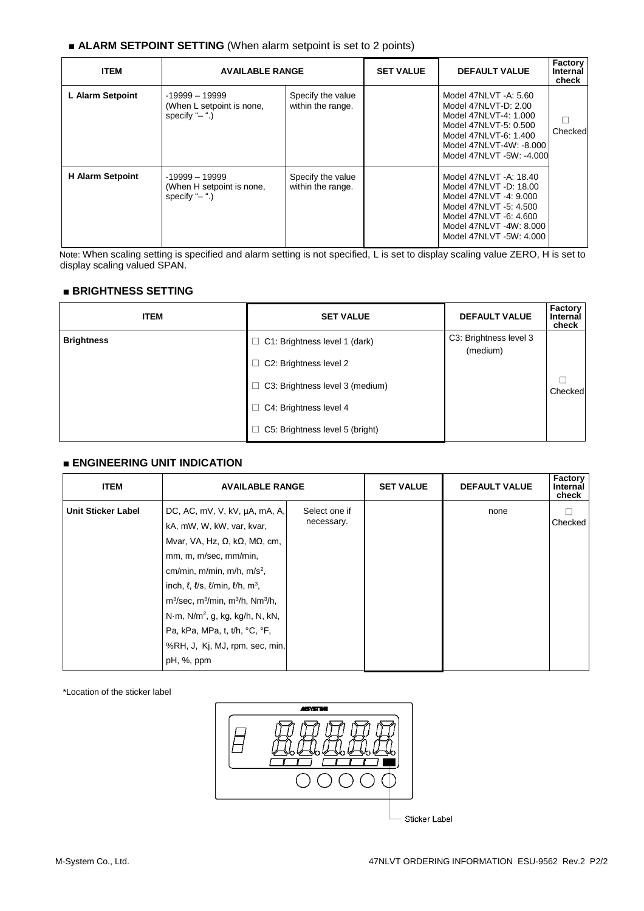## ■ ALARM SETPOINT SETTING (When alarm setpoint is set to 2 points)

| ITEM | AVAILABLE RANGE | | SET VALUE | DEFAULT VALUE | Factory Internal check |
|---|---|---|---|---|---|
| L Alarm Setpoint | -19999 – 19999 (When L setpoint is none, specify "– ".) | Specify the value within the range. | | Model 47NLVT -A: 5.60<br>Model 47NLVT-D: 2.00<br>Model 47NLVT-4: 1.000<br>Model 47NLVT-5: 0.500<br>Model 47NLVT-6: 1.400<br>Model 47NLVT-4W: -8.000<br>Model 47NLVT -5W: -4.000 | ☐ Checked |
| H Alarm Setpoint | -19999 – 19999 (When H setpoint is none, specify "– ".) | Specify the value within the range. | | Model 47NLVT -A: 18.40<br>Model 47NLVT -D: 18.00<br>Model 47NLVT -4: 9.000<br>Model 47NLVT -5: 4.500<br>Model 47NLVT -6: 4.600<br>Model 47NLVT -4W: 8.000<br>Model 47NLVT -5W: 4.000 | |

Note: When scaling setting is specified and alarm setting is not specified, L is set to display scaling value ZERO, H is set to display scaling valued SPAN.

## ■ BRIGHTNESS SETTING

| ITEM | SET VALUE | DEFAULT VALUE | Factory Internal check |
|---|---|---|---|
| Brightness | ☐ C1: Brightness level 1 (dark)<br>☐ C2: Brightness level 2<br>☐ C3: Brightness level 3 (medium)<br>☐ C4: Brightness level 4<br>☐ C5: Brightness level 5 (bright) | C3: Brightness level 3 (medium) | ☐ Checked |

## ■ ENGINEERING UNIT INDICATION

| ITEM | AVAILABLE RANGE | | SET VALUE | DEFAULT VALUE | Factory Internal check |
|---|---|---|---|---|---|
| Unit Sticker Label | DC, AC, mV, V, kV, μA, mA, A, kA, mW, W, kW, var, kvar, Mvar, VA, Hz, Ω, kΩ, MΩ, cm, mm, m, m/sec, mm/min, cm/min, m/min, m/h, m/s², inch, ℓ, ℓ/s, ℓ/min, ℓ/h, m³, m³/sec, m³/min, m³/h, Nm³/h, N·m, N/m², g, kg, kg/h, N, kN, Pa, kPa, MPa, t, t/h, °C, °F, %RH, J, Kj, MJ, rpm, sec, min, pH, %, ppm | Select one if necessary. | | none | ☐ Checked |

*Location of the sticker label

Sticker Label